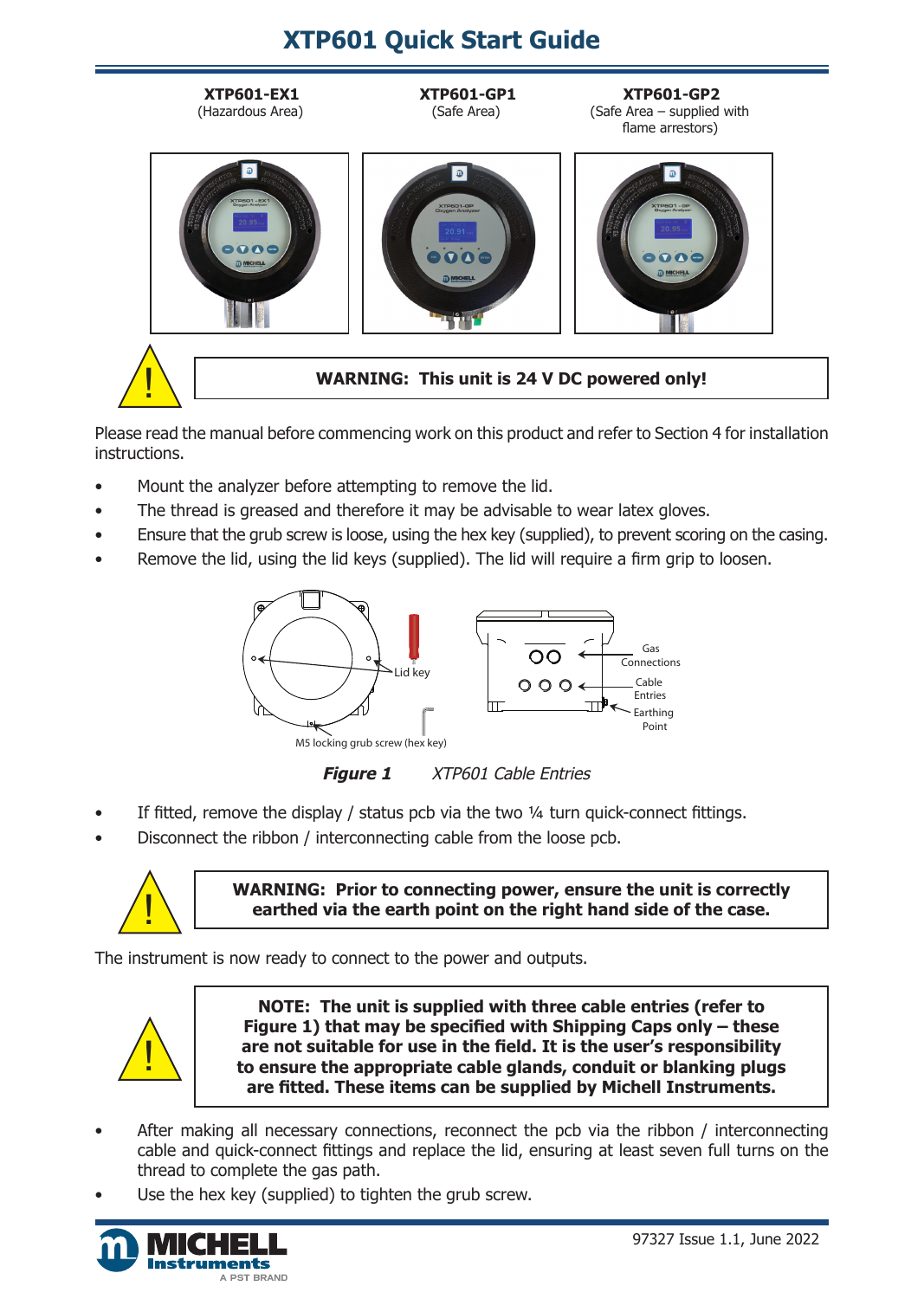# XTP601 Quick Start Guide

| XTP601-EX1 | XTP601-GP1 | XTP601-GP2 |
|---|---|---|
| (Hazardous Area) | (Safe Area) | (Safe Area – supplied with flame arrestors) |

**WARNING: This unit is 24 V DC powered only!**

Please read the manual before commencing work on this product and refer to Section 4 for installation instructions.

- Mount the analyzer before attempting to remove the lid.
- The thread is greased and therefore it may be advisable to wear latex gloves.
- Ensure that the grub screw is loose, using the hex key (supplied), to prevent scoring on the casing.
- Remove the lid, using the lid keys (supplied). The lid will require a firm grip to loosen.

Lid key

M5 locking grub screw (hex key)

Gas Connections

Cable Entries

Earthing Point

***Figure 1*** *XTP601 Cable Entries*

- If fitted, remove the display / status pcb via the two ¼ turn quick-connect fittings.
- Disconnect the ribbon / interconnecting cable from the loose pcb.

**WARNING: Prior to connecting power, ensure the unit is correctly earthed via the earth point on the right hand side of the case.**

The instrument is now ready to connect to the power and outputs.

**NOTE: The unit is supplied with three cable entries (refer to Figure 1) that may be specified with Shipping Caps only – these are not suitable for use in the field. It is the user's responsibility to ensure the appropriate cable glands, conduit or blanking plugs are fitted. These items can be supplied by Michell Instruments.**

- After making all necessary connections, reconnect the pcb via the ribbon / interconnecting cable and quick-connect fittings and replace the lid, ensuring at least seven full turns on the thread to complete the gas path.
- Use the hex key (supplied) to tighten the grub screw.

MICHELL Instruments – A PST BRAND

97327 Issue 1.1, June 2022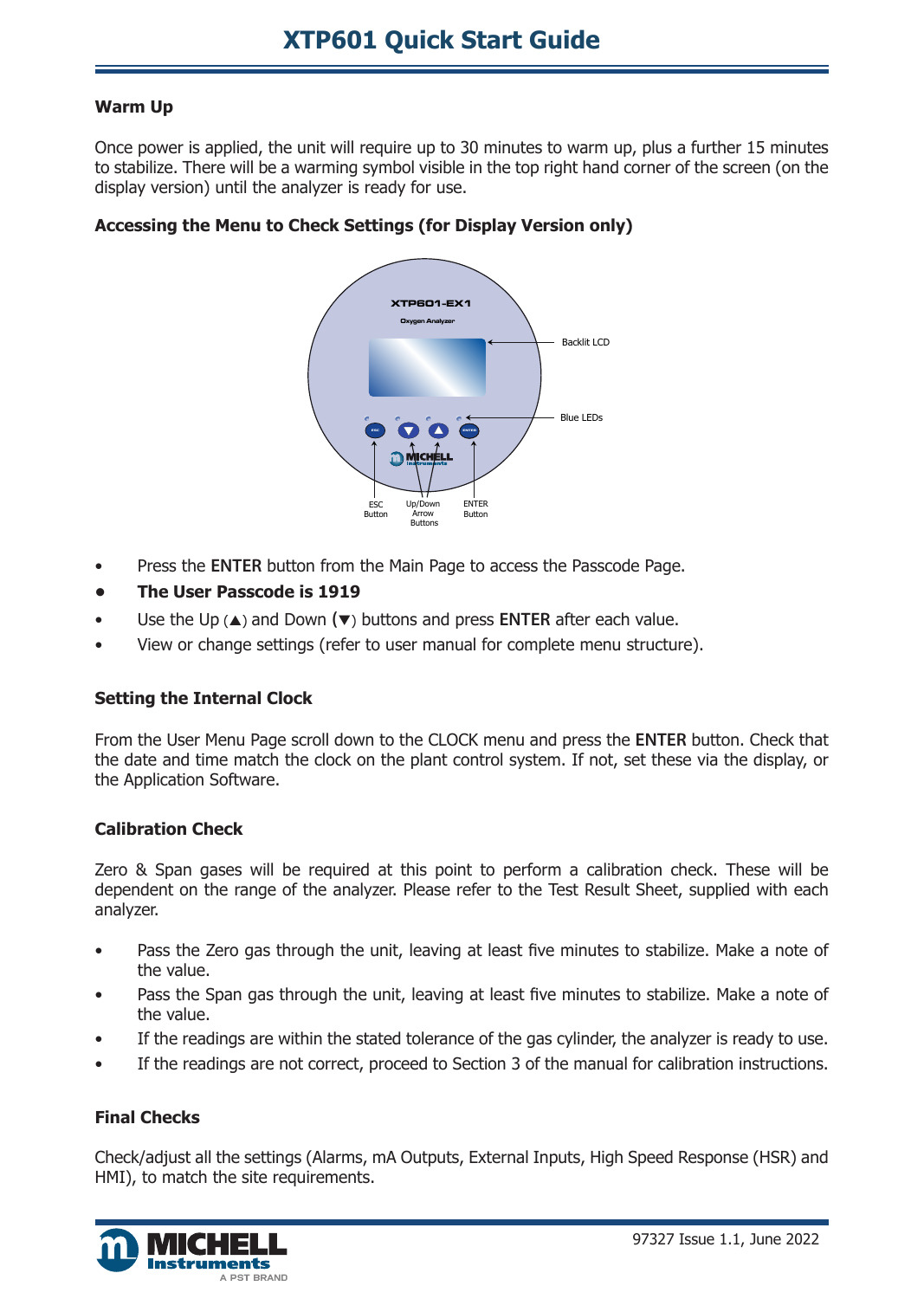# XTP601 Quick Start Guide

### Warm Up

Once power is applied, the unit will require up to 30 minutes to warm up, plus a further 15 minutes to stabilize. There will be a warming symbol visible in the top right hand corner of the screen (on the display version) until the analyzer is ready for use.

### Accessing the Menu to Check Settings (for Display Version only)

XTP601-EX1

Oxygen Analyzer

Backlit LCD

Blue LEDs

ESC Button

Up/Down Arrow Buttons

ENTER Button

- Press the **ENTER** button from the Main Page to access the Passcode Page.
- **The User Passcode is 1919**
- Use the Up (▲) and Down (▼) buttons and press **ENTER** after each value.
- View or change settings (refer to user manual for complete menu structure).

### Setting the Internal Clock

From the User Menu Page scroll down to the CLOCK menu and press the **ENTER** button. Check that the date and time match the clock on the plant control system. If not, set these via the display, or the Application Software.

### Calibration Check

Zero & Span gases will be required at this point to perform a calibration check. These will be dependent on the range of the analyzer. Please refer to the Test Result Sheet, supplied with each analyzer.

- Pass the Zero gas through the unit, leaving at least five minutes to stabilize. Make a note of the value.
- Pass the Span gas through the unit, leaving at least five minutes to stabilize. Make a note of the value.
- If the readings are within the stated tolerance of the gas cylinder, the analyzer is ready to use.
- If the readings are not correct, proceed to Section 3 of the manual for calibration instructions.

### Final Checks

Check/adjust all the settings (Alarms, mA Outputs, External Inputs, High Speed Response (HSR) and HMI), to match the site requirements.

MICHELL Instruments A PST BRAND

97327 Issue 1.1, June 2022